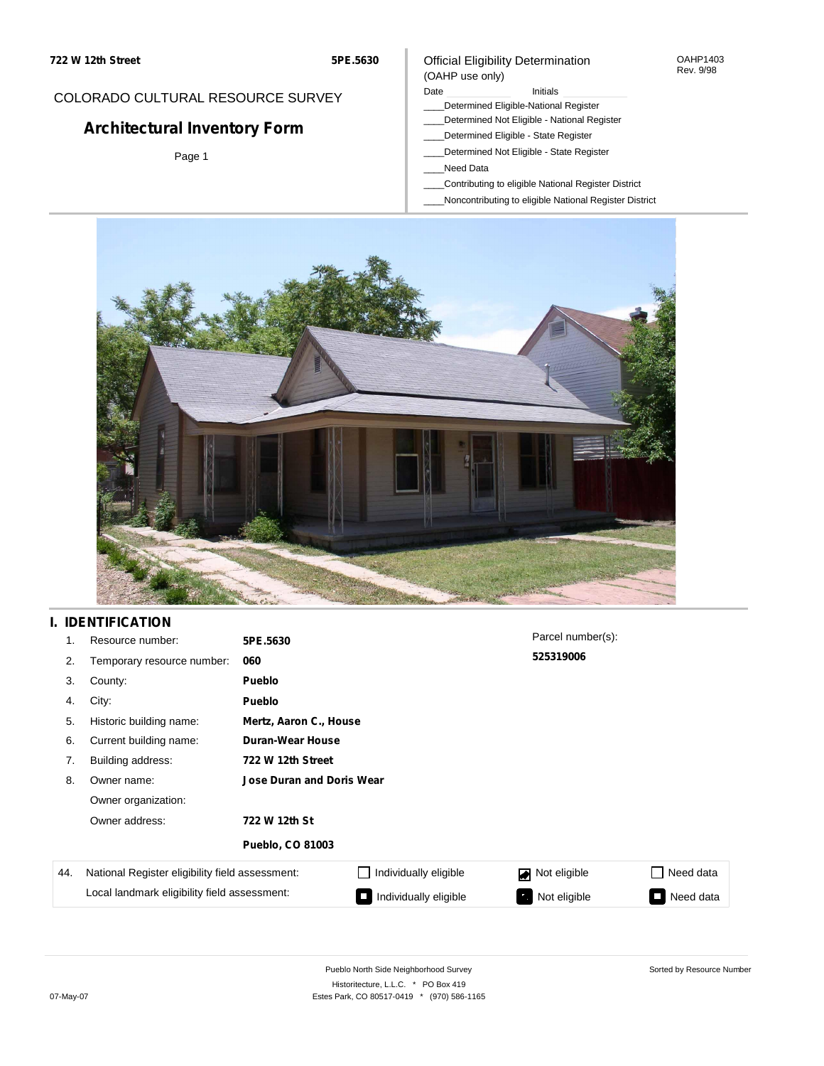**722 W 12th Street** **5PE.5630**

COLORADO CULTURAL RESOURCE SURVEY

# Architectural Inventory Form

Official Eligibility Determination
(OAHP use only)

OAHP1403
Rev. 9/98

Date Initials

____Determined Eligible-National Register
____Determined Not Eligible - National Register
____Determined Eligible - State Register
____Determined Not Eligible - State Register
____Need Data
____Contributing to eligible National Register District
____Noncontributing to eligible National Register District

## I. IDENTIFICATION

| | | |
|---|---|---|
| 1. | Resource number: | **5PE.5630** |
| 2. | Temporary resource number: | **060** |
| 3. | County: | **Pueblo** |
| 4. | City: | **Pueblo** |
| 5. | Historic building name: | **Mertz, Aaron C., House** |
| 6. | Current building name: | **Duran-Wear House** |
| 7. | Building address: | **722 W 12th Street** |
| 8. | Owner name: | **Jose Duran and Doris Wear** |
| | Owner organization: | |
| | Owner address: | **722 W 12th St** |
| | | **Pueblo, CO 81003** |

Parcel number(s):
**525319006**

| 44. | | | | |
|---|---|---|---|---|
| National Register eligibility field assessment: | ☐ Individually eligible | ☑ Not eligible | ☐ Need data |
| Local landmark eligibility field assessment: | ☐ Individually eligible | ☐ Not eligible | ☐ Need data |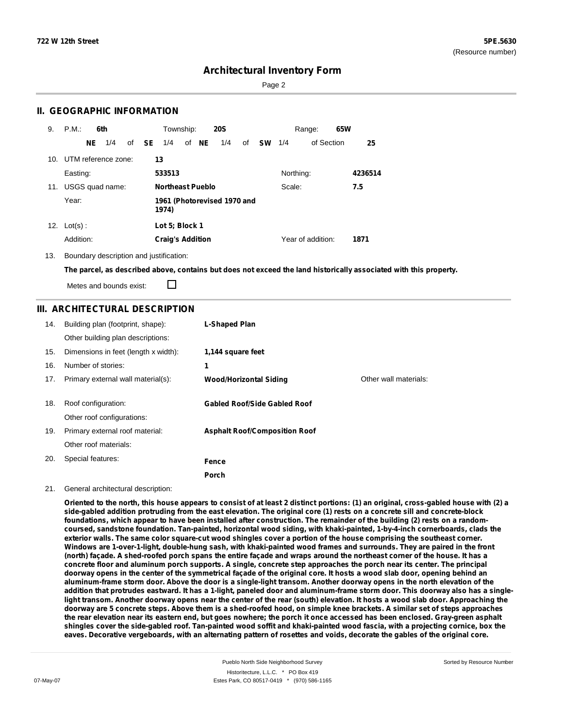# Architectural Inventory Form

## II. GEOGRAPHIC INFORMATION

9. P.M.: **6th** Township: **20S** Range: **65W**

**NE** 1/4 of **SE** 1/4 of **NE** 1/4 of **SW** 1/4 of Section **25**

10. UTM reference zone: **13**

Easting: **533513** Northing: **4236514**

11. USGS quad name: **Northeast Pueblo** Scale: **7.5**

Year: **1961 (Photorevised 1970 and 1974)**

12. Lot(s): **Lot 5; Block 1**

Addition: **Craig's Addition** Year of addition: **1871**

13. Boundary description and justification:

**The parcel, as described above, contains but does not exceed the land historically associated with this property.**

Metes and bounds exist: ☐

## III. ARCHITECTURAL DESCRIPTION

14. Building plan (footprint, shape): **L-Shaped Plan**

Other building plan descriptions:

15. Dimensions in feet (length x width): **1,144 square feet**

16. Number of stories: **1**

17. Primary external wall material(s): **Wood/Horizontal Siding** Other wall materials:

18. Roof configuration: **Gabled Roof/Side Gabled Roof**

Other roof configurations:

19. Primary external roof material: **Asphalt Roof/Composition Roof**

Other roof materials:

20. Special features: **Fence**

**Porch**

21. General architectural description:

**Oriented to the north, this house appears to consist of at least 2 distinct portions: (1) an original, cross-gabled house with (2) a side-gabled addition protruding from the east elevation. The original core (1) rests on a concrete sill and concrete-block foundations, which appear to have been installed after construction. The remainder of the building (2) rests on a random-coursed, sandstone foundation. Tan-painted, horizontal wood siding, with khaki-painted, 1-by-4-inch cornerboards, clads the exterior walls. The same color square-cut wood shingles cover a portion of the house comprising the southeast corner. Windows are 1-over-1-light, double-hung sash, with khaki-painted wood frames and surrounds. They are paired in the front (north) façade. A shed-roofed porch spans the entire façade and wraps around the northeast corner of the house. It has a concrete floor and aluminum porch supports. A single, concrete step approaches the porch near its center. The principal doorway opens in the center of the symmetrical façade of the original core. It hosts a wood slab door, opening behind an aluminum-frame storm door. Above the door is a single-light transom. Another doorway opens in the north elevation of the addition that protrudes eastward. It has a 1-light, paneled door and aluminum-frame storm door. This doorway also has a single-light transom. Another doorway opens near the center of the rear (south) elevation. It hosts a wood slab door. Approaching the doorway are 5 concrete steps. Above them is a shed-roofed hood, on simple knee brackets. A similar set of steps approaches the rear elevation near its eastern end, but goes nowhere; the porch it once accessed has been enclosed. Gray-green asphalt shingles cover the side-gabled roof. Tan-painted wood soffit and khaki-painted wood fascia, with a projecting cornice, box the eaves. Decorative vergeboards, with an alternating pattern of rosettes and voids, decorate the gables of the original core.**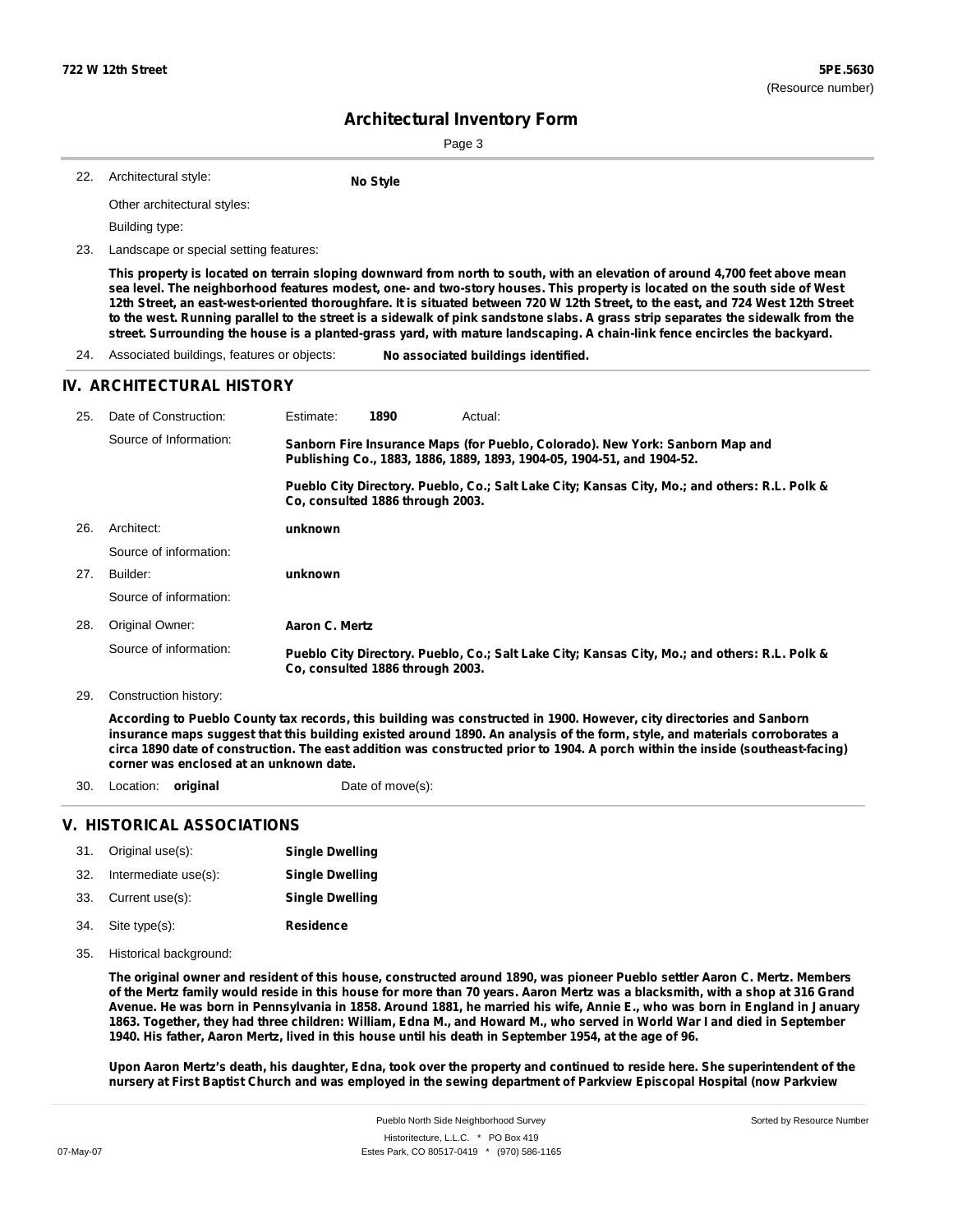# Architectural Inventory Form

22. Architectural style: **No Style**

    Other architectural styles:

    Building type:

23. Landscape or special setting features:

    **This property is located on terrain sloping downward from north to south, with an elevation of around 4,700 feet above mean sea level. The neighborhood features modest, one- and two-story houses. This property is located on the south side of West 12th Street, an east-west-oriented thoroughfare. It is situated between 720 W 12th Street, to the east, and 724 West 12th Street to the west. Running parallel to the street is a sidewalk of pink sandstone slabs. A grass strip separates the sidewalk from the street. Surrounding the house is a planted-grass yard, with mature landscaping. A chain-link fence encircles the backyard.**

24. Associated buildings, features or objects: **No associated buildings identified.**

## IV. ARCHITECTURAL HISTORY

25. Date of Construction: Estimate: **1890** Actual:

    Source of Information: **Sanborn Fire Insurance Maps (for Pueblo, Colorado). New York: Sanborn Map and Publishing Co., 1883, 1886, 1889, 1893, 1904-05, 1904-51, and 1904-52.**

    **Pueblo City Directory. Pueblo, Co.; Salt Lake City; Kansas City, Mo.; and others: R.L. Polk & Co, consulted 1886 through 2003.**

26. Architect: **unknown**

    Source of information:

27. Builder: **unknown**

    Source of information:

28. Original Owner: **Aaron C. Mertz**

    Source of information: **Pueblo City Directory. Pueblo, Co.; Salt Lake City; Kansas City, Mo.; and others: R.L. Polk & Co, consulted 1886 through 2003.**

29. Construction history:

    **According to Pueblo County tax records, this building was constructed in 1900. However, city directories and Sanborn insurance maps suggest that this building existed around 1890. An analysis of the form, style, and materials corroborates a circa 1890 date of construction. The east addition was constructed prior to 1904. A porch within the inside (southeast-facing) corner was enclosed at an unknown date.**

30. Location: **original** Date of move(s):

## V. HISTORICAL ASSOCIATIONS

31. Original use(s): **Single Dwelling**
32. Intermediate use(s): **Single Dwelling**
33. Current use(s): **Single Dwelling**
34. Site type(s): **Residence**
35. Historical background:

    **The original owner and resident of this house, constructed around 1890, was pioneer Pueblo settler Aaron C. Mertz. Members of the Mertz family would reside in this house for more than 70 years. Aaron Mertz was a blacksmith, with a shop at 316 Grand Avenue. He was born in Pennsylvania in 1858. Around 1881, he married his wife, Annie E., who was born in England in January 1863. Together, they had three children: William, Edna M., and Howard M., who served in World War I and died in September 1940. His father, Aaron Mertz, lived in this house until his death in September 1954, at the age of 96.**

    **Upon Aaron Mertz's death, his daughter, Edna, took over the property and continued to reside here. She superintendent of the nursery at First Baptist Church and was employed in the sewing department of Parkview Episcopal Hospital (now Parkview**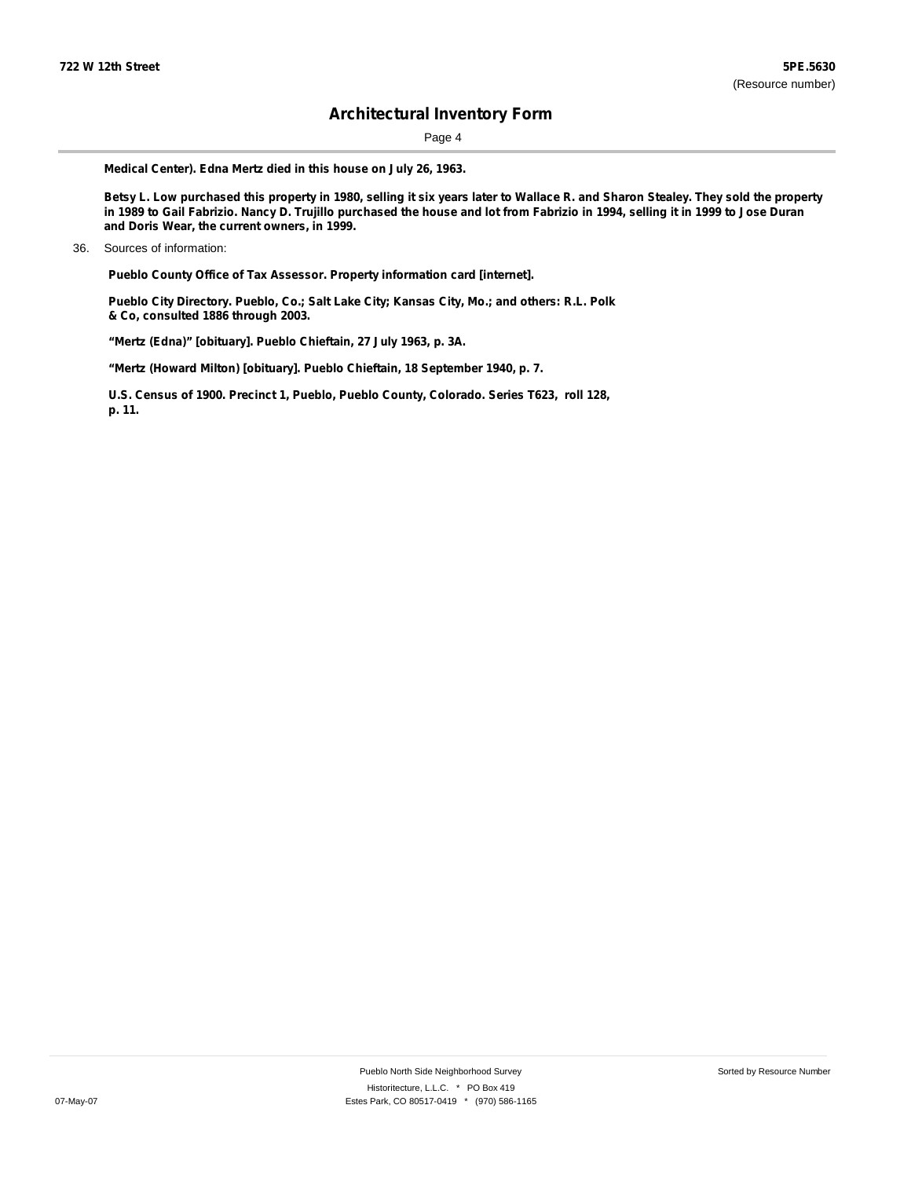**Medical Center). Edna Mertz died in this house on July 26, 1963.**

**Betsy L. Low purchased this property in 1980, selling it six years later to Wallace R. and Sharon Stealey. They sold the property in 1989 to Gail Fabrizio. Nancy D. Trujillo purchased the house and lot from Fabrizio in 1994, selling it in 1999 to Jose Duran and Doris Wear, the current owners, in 1999.**

36. Sources of information:

**Pueblo County Office of Tax Assessor. Property information card [internet].**

**Pueblo City Directory. Pueblo, Co.; Salt Lake City; Kansas City, Mo.; and others: R.L. Polk & Co, consulted 1886 through 2003.**

**"Mertz (Edna)" [obituary]. Pueblo Chieftain, 27 July 1963, p. 3A.**

**"Mertz (Howard Milton) [obituary]. Pueblo Chieftain, 18 September 1940, p. 7.**

**U.S. Census of 1900. Precinct 1, Pueblo, Pueblo County, Colorado. Series T623, roll 128, p. 11.**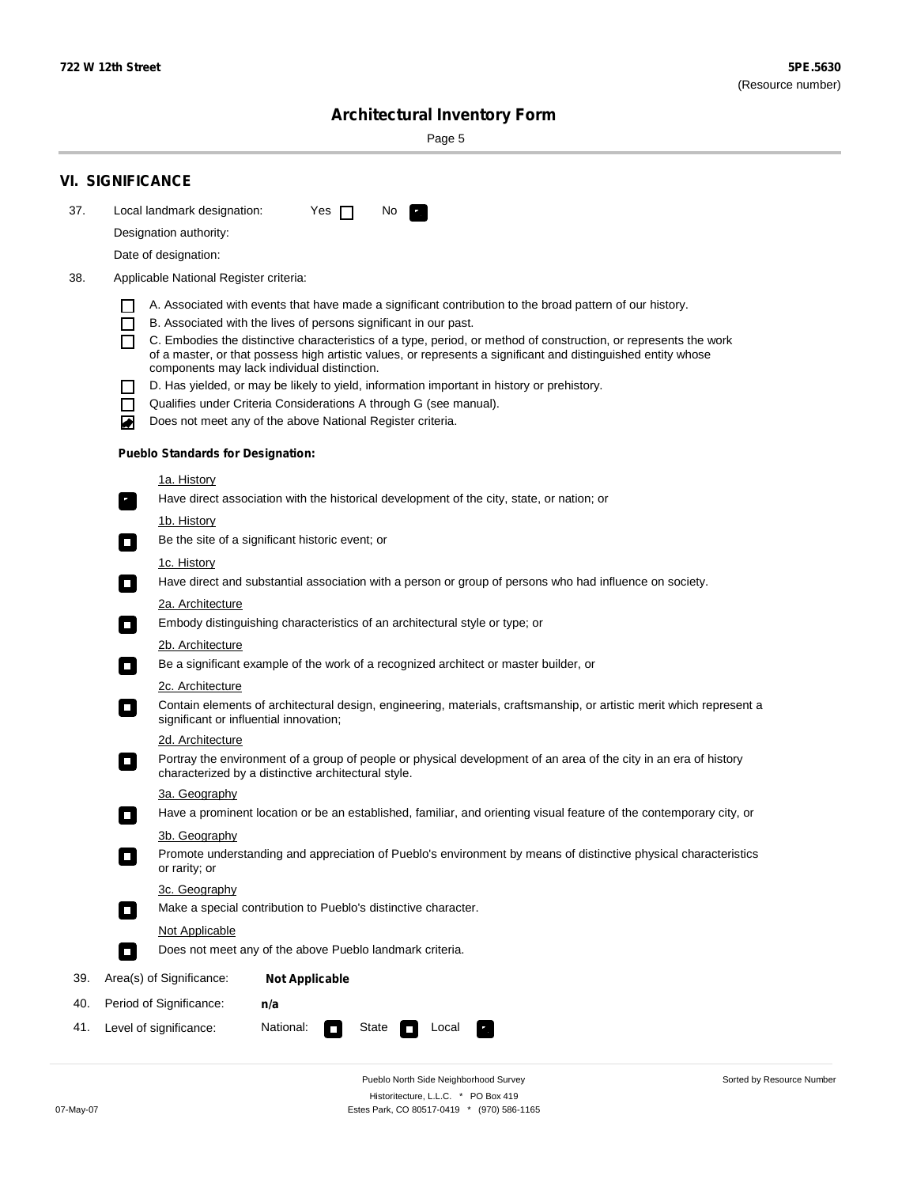## VI. SIGNIFICANCE

37. Local landmark designation: Yes ☐ No ☑

    Designation authority:

    Date of designation:

38. Applicable National Register criteria:

    ☐ A. Associated with events that have made a significant contribution to the broad pattern of our history.

    ☐ B. Associated with the lives of persons significant in our past.

    ☐ C. Embodies the distinctive characteristics of a type, period, or method of construction, or represents the work of a master, or that possess high artistic values, or represents a significant and distinguished entity whose components may lack individual distinction.

    ☐ D. Has yielded, or may be likely to yield, information important in history or prehistory.

    ☐ Qualifies under Criteria Considerations A through G (see manual).

    ☑ Does not meet any of the above National Register criteria.

    **Pueblo Standards for Designation:**

    1a. History

    ☑ Have direct association with the historical development of the city, state, or nation; or

    1b. History

    ☐ Be the site of a significant historic event; or

    1c. History

    ☐ Have direct and substantial association with a person or group of persons who had influence on society.

    2a. Architecture

    ☐ Embody distinguishing characteristics of an architectural style or type; or

    2b. Architecture

    ☐ Be a significant example of the work of a recognized architect or master builder, or

    2c. Architecture

    ☐ Contain elements of architectural design, engineering, materials, craftsmanship, or artistic merit which represent a significant or influential innovation;

    2d. Architecture

    ☐ Portray the environment of a group of people or physical development of an area of the city in an era of history characterized by a distinctive architectural style.

    3a. Geography

    ☐ Have a prominent location or be an established, familiar, and orienting visual feature of the contemporary city, or

    3b. Geography

    ☐ Promote understanding and appreciation of Pueblo's environment by means of distinctive physical characteristics or rarity; or

    3c. Geography

    ☐ Make a special contribution to Pueblo's distinctive character.

    Not Applicable

    ☐ Does not meet any of the above Pueblo landmark criteria.

39. Area(s) of Significance: **Not Applicable**

40. Period of Significance: **n/a**

41. Level of significance: National: ☐ State ☐ Local ☑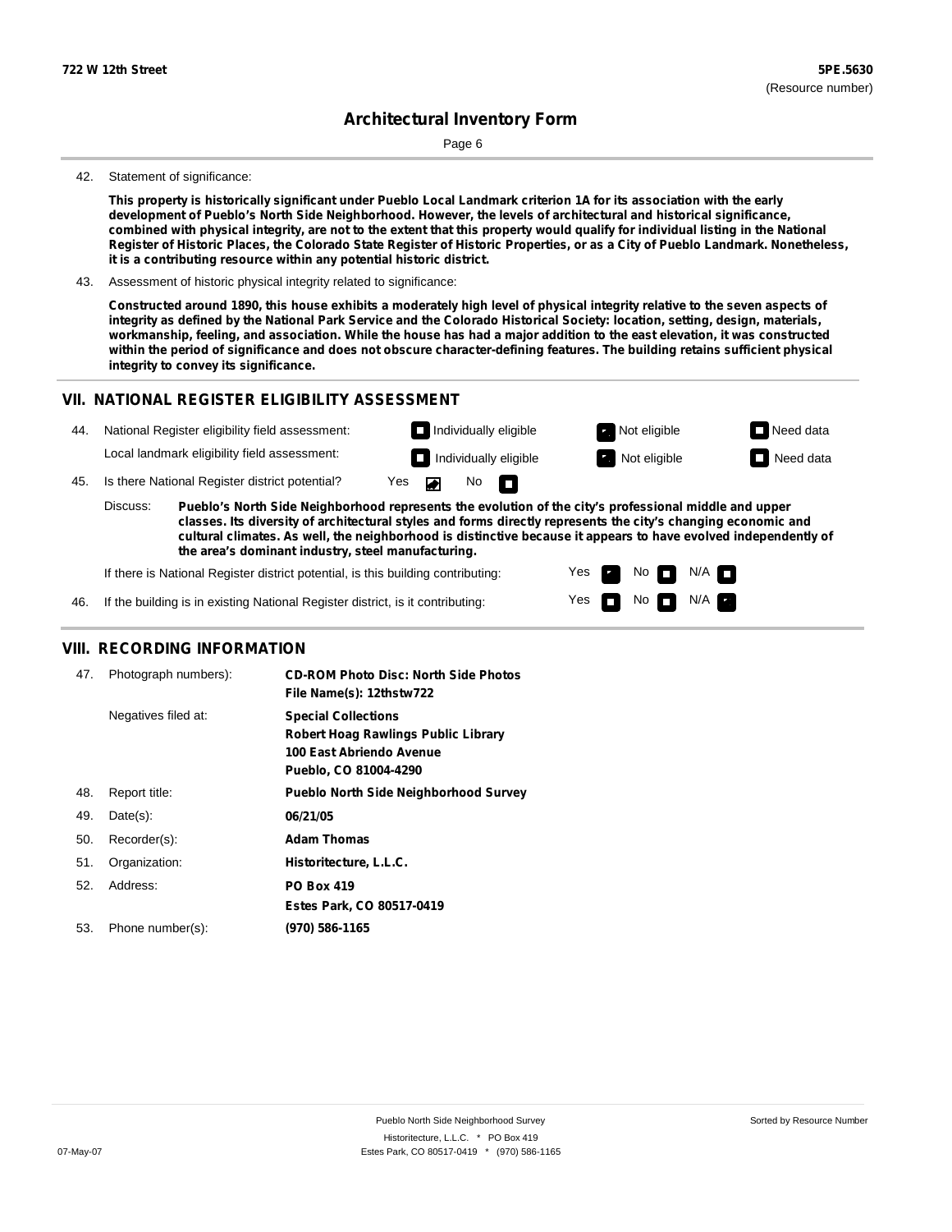# Architectural Inventory Form

42. Statement of significance:

**This property is historically significant under Pueblo Local Landmark criterion 1A for its association with the early development of Pueblo's North Side Neighborhood. However, the levels of architectural and historical significance, combined with physical integrity, are not to the extent that this property would qualify for individual listing in the National Register of Historic Places, the Colorado State Register of Historic Properties, or as a City of Pueblo Landmark. Nonetheless, it is a contributing resource within any potential historic district.**

43. Assessment of historic physical integrity related to significance:

**Constructed around 1890, this house exhibits a moderately high level of physical integrity relative to the seven aspects of integrity as defined by the National Park Service and the Colorado Historical Society: location, setting, design, materials, workmanship, feeling, and association. While the house has had a major addition to the east elevation, it was constructed within the period of significance and does not obscure character-defining features. The building retains sufficient physical integrity to convey its significance.**

## VII. NATIONAL REGISTER ELIGIBILITY ASSESSMENT

44. National Register eligibility field assessment: ☐ Individually eligible ☑ Not eligible ☐ Need data

Local landmark eligibility field assessment: ☐ Individually eligible ☑ Not eligible ☐ Need data

45. Is there National Register district potential? Yes ☑ No ☐

Discuss: **Pueblo's North Side Neighborhood represents the evolution of the city's professional middle and upper classes. Its diversity of architectural styles and forms directly represents the city's changing economic and cultural climates. As well, the neighborhood is distinctive because it appears to have evolved independently of the area's dominant industry, steel manufacturing.**

If there is National Register district potential, is this building contributing: Yes ☑ No ☐ N/A ☐

46. If the building is in existing National Register district, is it contributing: Yes ☐ No ☐ N/A ☑

## VIII. RECORDING INFORMATION

47. Photograph numbers): **CD-ROM Photo Disc: North Side Photos**
**File Name(s): 12thstw722**

Negatives filed at: **Special Collections**
**Robert Hoag Rawlings Public Library**
**100 East Abriendo Avenue**
**Pueblo, CO 81004-4290**

48. Report title: **Pueblo North Side Neighborhood Survey**

49. Date(s): **06/21/05**

50. Recorder(s): **Adam Thomas**

51. Organization: **Historitecture, L.L.C.**

52. Address: **PO Box 419**
**Estes Park, CO 80517-0419**

53. Phone number(s): **(970) 586-1165**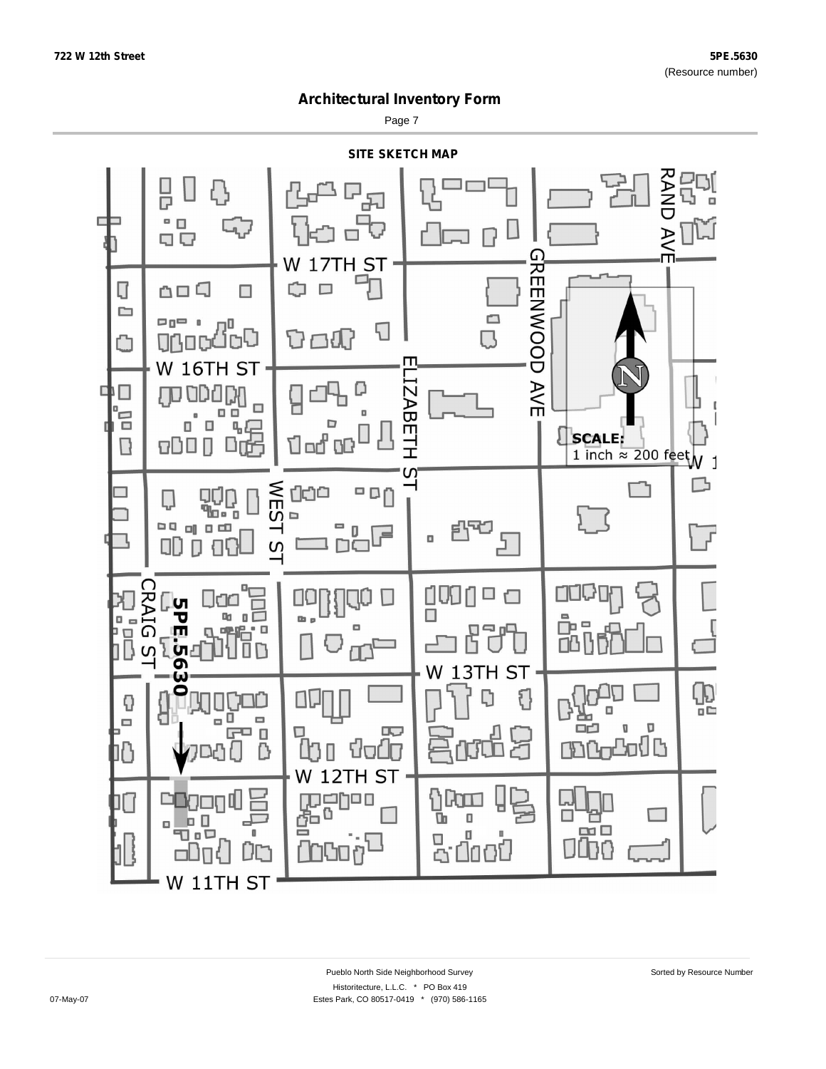# Architectural Inventory Form

## SITE SKETCH MAP

W 17TH ST

W 16TH ST

W 13TH ST

W 12TH ST

W 11TH ST

CRAIG ST

WEST ST

ELIZABETH ST

GREENWOOD AVE

RAND AVE

5PE.5630

N

SCALE:
1 inch ≈ 200 feet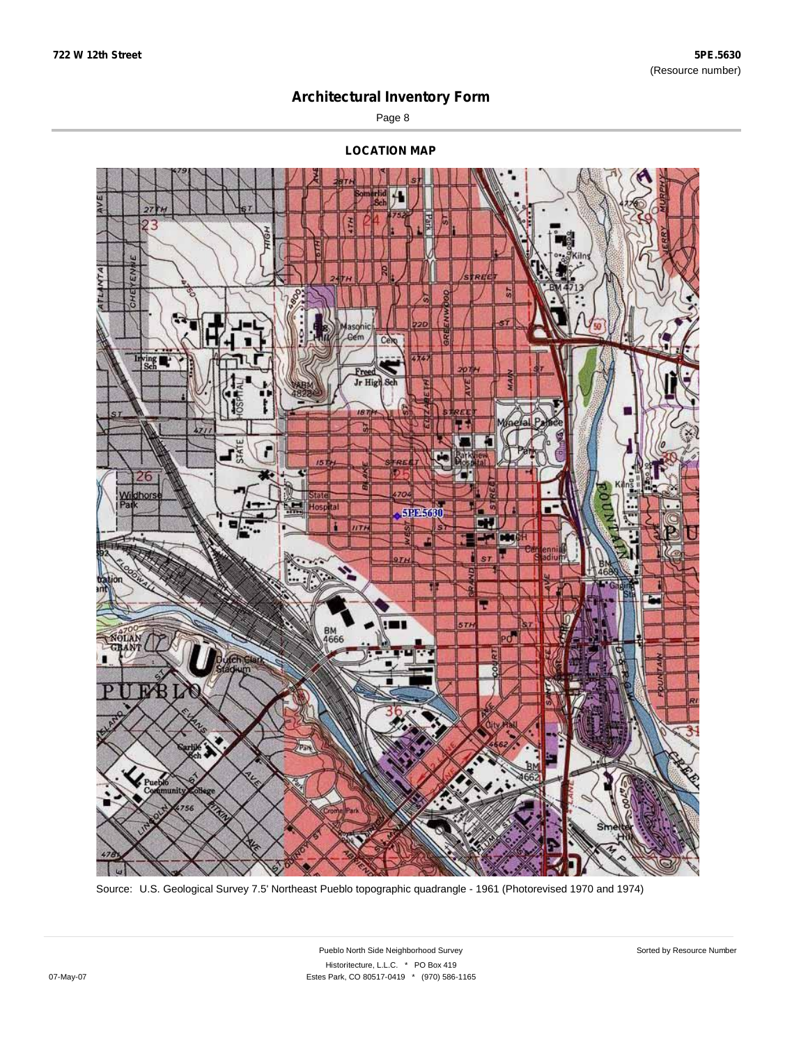722 W 12th Street

5PE.5630
(Resource number)

# Architectural Inventory Form

## LOCATION MAP

Source: U.S. Geological Survey 7.5' Northeast Pueblo topographic quadrangle - 1961 (Photorevised 1970 and 1974)

Pueblo North Side Neighborhood Survey
Historitecture, L.L.C. * PO Box 419
Estes Park, CO 80517-0419 * (970) 586-1165

Sorted by Resource Number

07-May-07